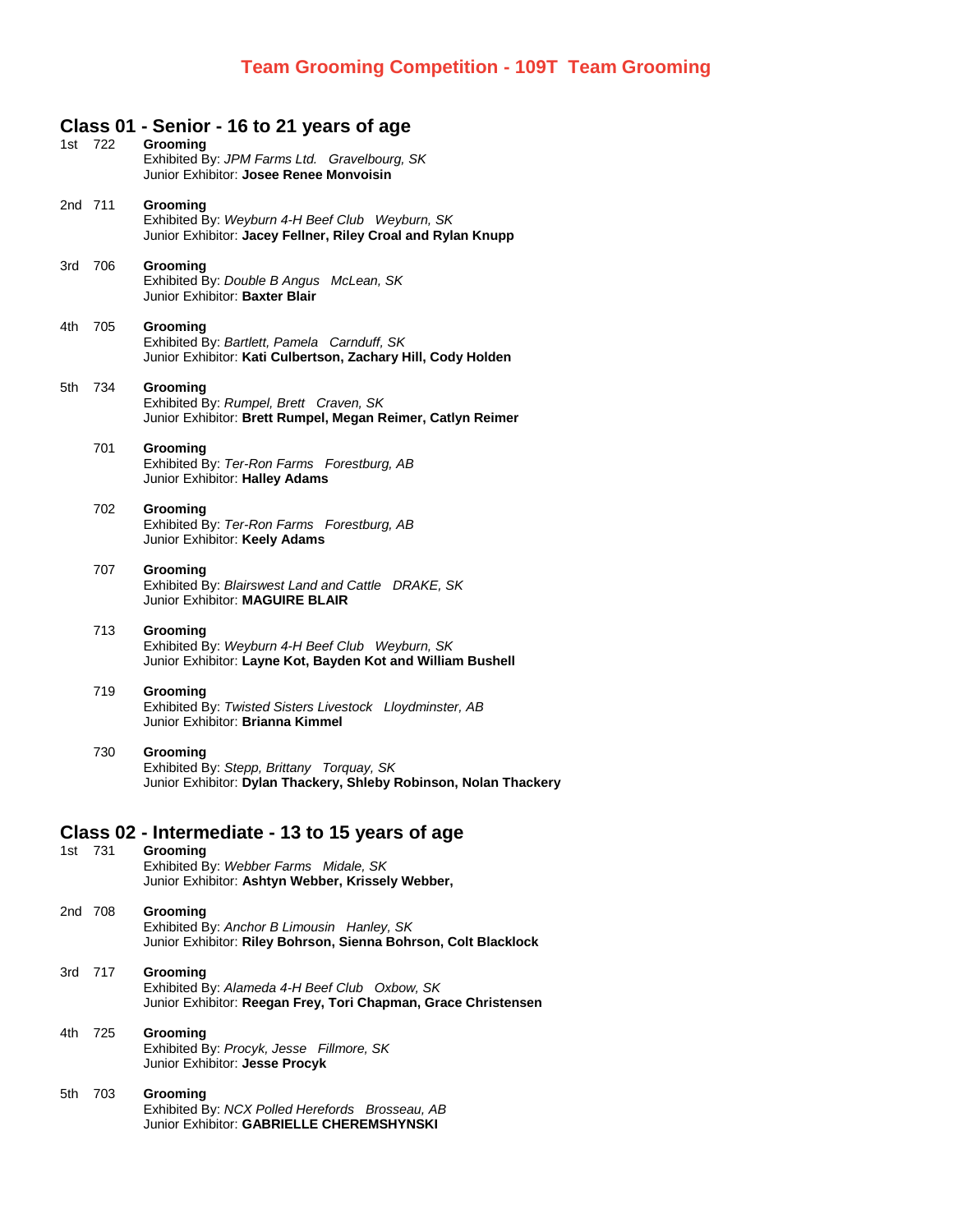# Team Grooming Competition - 109T Team Grooming

## Class 01 - Senior - 16 to 21 years of age

1st 722 **Grooming**
Exhibited By: *JPM Farms Ltd. Gravelbourg, SK*
Junior Exhibitor: **Josee Renee Monvoisin**

2nd 711 **Grooming**
Exhibited By: *Weyburn 4-H Beef Club Weyburn, SK*
Junior Exhibitor: **Jacey Fellner, Riley Croal and Rylan Knupp**

3rd 706 **Grooming**
Exhibited By: *Double B Angus McLean, SK*
Junior Exhibitor: **Baxter Blair**

4th 705 **Grooming**
Exhibited By: *Bartlett, Pamela Carnduff, SK*
Junior Exhibitor: **Kati Culbertson, Zachary Hill, Cody Holden**

5th 734 **Grooming**
Exhibited By: *Rumpel, Brett Craven, SK*
Junior Exhibitor: **Brett Rumpel, Megan Reimer, Catlyn Reimer**

701 **Grooming**
Exhibited By: *Ter-Ron Farms Forestburg, AB*
Junior Exhibitor: **Halley Adams**

702 **Grooming**
Exhibited By: *Ter-Ron Farms Forestburg, AB*
Junior Exhibitor: **Keely Adams**

707 **Grooming**
Exhibited By: *Blairswest Land and Cattle DRAKE, SK*
Junior Exhibitor: **MAGUIRE BLAIR**

713 **Grooming**
Exhibited By: *Weyburn 4-H Beef Club Weyburn, SK*
Junior Exhibitor: **Layne Kot, Bayden Kot and William Bushell**

719 **Grooming**
Exhibited By: *Twisted Sisters Livestock Lloydminster, AB*
Junior Exhibitor: **Brianna Kimmel**

730 **Grooming**
Exhibited By: *Stepp, Brittany Torquay, SK*
Junior Exhibitor: **Dylan Thackery, Shleby Robinson, Nolan Thackery**

## Class 02 - Intermediate - 13 to 15 years of age

1st 731 **Grooming**
Exhibited By: *Webber Farms Midale, SK*
Junior Exhibitor: **Ashtyn Webber, Krissely Webber,**

2nd 708 **Grooming**
Exhibited By: *Anchor B Limousin Hanley, SK*
Junior Exhibitor: **Riley Bohrson, Sienna Bohrson, Colt Blacklock**

3rd 717 **Grooming**
Exhibited By: *Alameda 4-H Beef Club Oxbow, SK*
Junior Exhibitor: **Reegan Frey, Tori Chapman, Grace Christensen**

4th 725 **Grooming**
Exhibited By: *Procyk, Jesse Fillmore, SK*
Junior Exhibitor: **Jesse Procyk**

5th 703 **Grooming**
Exhibited By: *NCX Polled Herefords Brosseau, AB*
Junior Exhibitor: **GABRIELLE CHEREMSHYNSKI**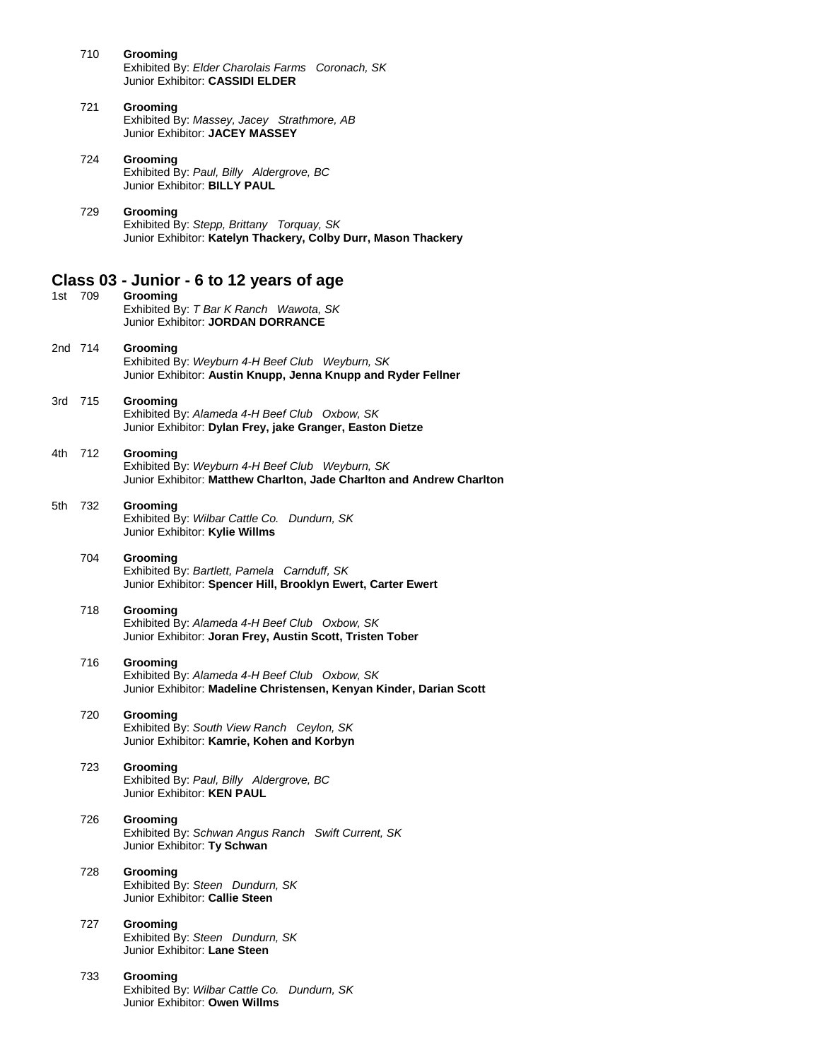710 **Grooming**
Exhibited By: *Elder Charolais Farms Coronach, SK*
Junior Exhibitor: **CASSIDI ELDER**

721 **Grooming**
Exhibited By: *Massey, Jacey Strathmore, AB*
Junior Exhibitor: **JACEY MASSEY**

724 **Grooming**
Exhibited By: *Paul, Billy Aldergrove, BC*
Junior Exhibitor: **BILLY PAUL**

729 **Grooming**
Exhibited By: *Stepp, Brittany Torquay, SK*
Junior Exhibitor: **Katelyn Thackery, Colby Durr, Mason Thackery**

## Class 03 - Junior - 6 to 12 years of age

1st 709 **Grooming**
Exhibited By: *T Bar K Ranch Wawota, SK*
Junior Exhibitor: **JORDAN DORRANCE**

2nd 714 **Grooming**
Exhibited By: *Weyburn 4-H Beef Club Weyburn, SK*
Junior Exhibitor: **Austin Knupp, Jenna Knupp and Ryder Fellner**

3rd 715 **Grooming**
Exhibited By: *Alameda 4-H Beef Club Oxbow, SK*
Junior Exhibitor: **Dylan Frey, jake Granger, Easton Dietze**

4th 712 **Grooming**
Exhibited By: *Weyburn 4-H Beef Club Weyburn, SK*
Junior Exhibitor: **Matthew Charlton, Jade Charlton and Andrew Charlton**

5th 732 **Grooming**
Exhibited By: *Wilbar Cattle Co. Dundurn, SK*
Junior Exhibitor: **Kylie Willms**

704 **Grooming**
Exhibited By: *Bartlett, Pamela Carnduff, SK*
Junior Exhibitor: **Spencer Hill, Brooklyn Ewert, Carter Ewert**

718 **Grooming**
Exhibited By: *Alameda 4-H Beef Club Oxbow, SK*
Junior Exhibitor: **Joran Frey, Austin Scott, Tristen Tober**

716 **Grooming**
Exhibited By: *Alameda 4-H Beef Club Oxbow, SK*
Junior Exhibitor: **Madeline Christensen, Kenyan Kinder, Darian Scott**

720 **Grooming**
Exhibited By: *South View Ranch Ceylon, SK*
Junior Exhibitor: **Kamrie, Kohen and Korbyn**

723 **Grooming**
Exhibited By: *Paul, Billy Aldergrove, BC*
Junior Exhibitor: **KEN PAUL**

726 **Grooming**
Exhibited By: *Schwan Angus Ranch Swift Current, SK*
Junior Exhibitor: **Ty Schwan**

728 **Grooming**
Exhibited By: *Steen Dundurn, SK*
Junior Exhibitor: **Callie Steen**

727 **Grooming**
Exhibited By: *Steen Dundurn, SK*
Junior Exhibitor: **Lane Steen**

733 **Grooming**
Exhibited By: *Wilbar Cattle Co. Dundurn, SK*
Junior Exhibitor: **Owen Willms**